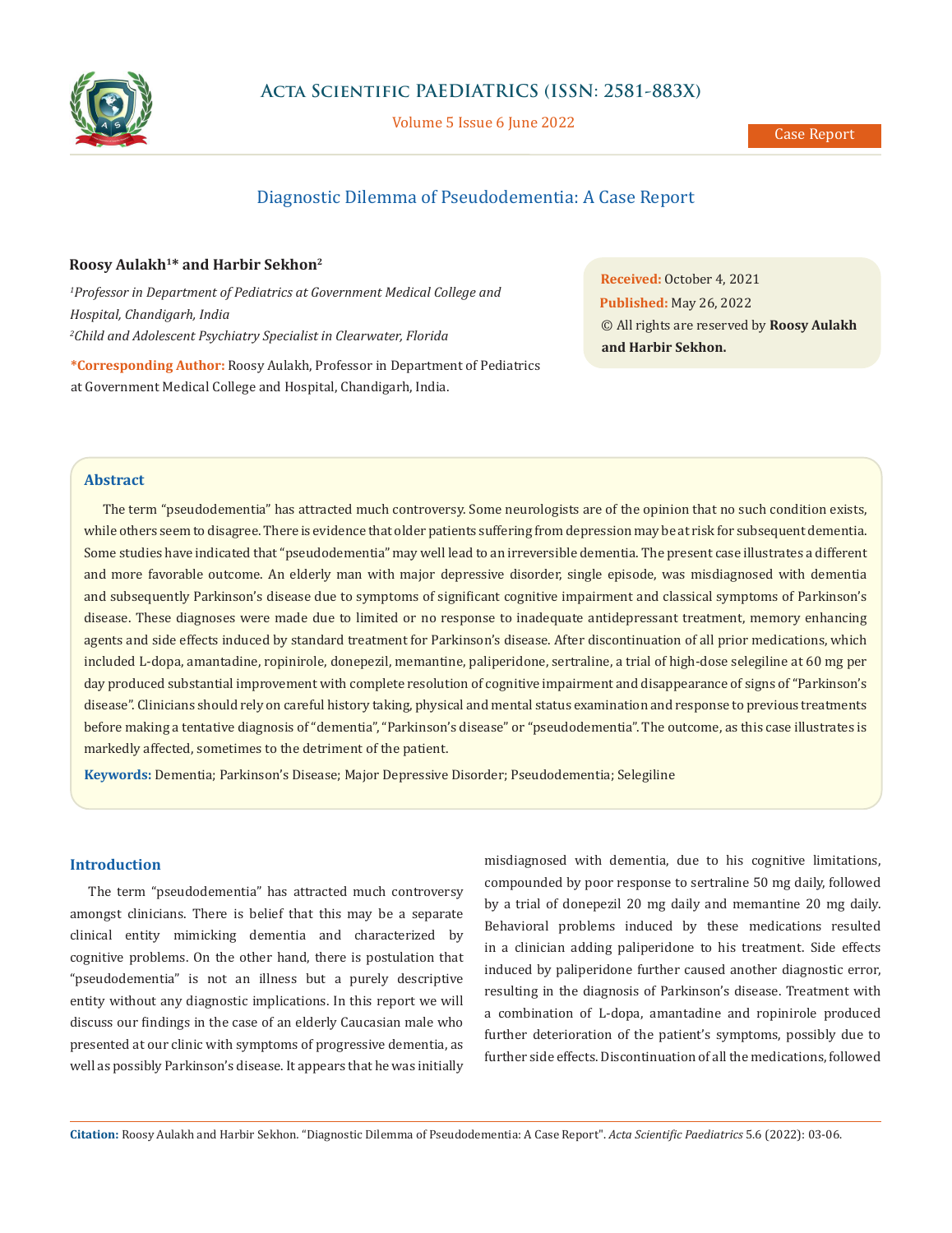# Diagnostic Dilemma of Pseudodementia: A Case Report

**Roosy Aulakh[1]* and Harbir Sekhon[2]**

[1]*Professor in Department of Pediatrics at Government Medical College and Hospital, Chandigarh, India*

[2]*Child and Adolescent Psychiatry Specialist in Clearwater, Florida*

**\*Corresponding Author:** Roosy Aulakh, Professor in Department of Pediatrics at Government Medical College and Hospital, Chandigarh, India.

**Received:** October 4, 2021
**Published:** May 26, 2022
© All rights are reserved by **Roosy Aulakh and Harbir Sekhon.**

## Abstract

The term "pseudodementia" has attracted much controversy. Some neurologists are of the opinion that no such condition exists, while others seem to disagree. There is evidence that older patients suffering from depression may be at risk for subsequent dementia. Some studies have indicated that "pseudodementia" may well lead to an irreversible dementia. The present case illustrates a different and more favorable outcome. An elderly man with major depressive disorder, single episode, was misdiagnosed with dementia and subsequently Parkinson's disease due to symptoms of significant cognitive impairment and classical symptoms of Parkinson's disease. These diagnoses were made due to limited or no response to inadequate antidepressant treatment, memory enhancing agents and side effects induced by standard treatment for Parkinson's disease. After discontinuation of all prior medications, which included L-dopa, amantadine, ropinirole, donepezil, memantine, paliperidone, sertraline, a trial of high-dose selegiline at 60 mg per day produced substantial improvement with complete resolution of cognitive impairment and disappearance of signs of "Parkinson's disease". Clinicians should rely on careful history taking, physical and mental status examination and response to previous treatments before making a tentative diagnosis of "dementia", "Parkinson's disease" or "pseudodementia". The outcome, as this case illustrates is markedly affected, sometimes to the detriment of the patient.

**Keywords:** Dementia; Parkinson's Disease; Major Depressive Disorder; Pseudodementia; Selegiline

## Introduction

The term "pseudodementia" has attracted much controversy amongst clinicians. There is belief that this may be a separate clinical entity mimicking dementia and characterized by cognitive problems. On the other hand, there is postulation that "pseudodementia" is not an illness but a purely descriptive entity without any diagnostic implications. In this report we will discuss our findings in the case of an elderly Caucasian male who presented at our clinic with symptoms of progressive dementia, as well as possibly Parkinson's disease. It appears that he was initially misdiagnosed with dementia, due to his cognitive limitations, compounded by poor response to sertraline 50 mg daily, followed by a trial of donepezil 20 mg daily and memantine 20 mg daily. Behavioral problems induced by these medications resulted in a clinician adding paliperidone to his treatment. Side effects induced by paliperidone further caused another diagnostic error, resulting in the diagnosis of Parkinson's disease. Treatment with a combination of L-dopa, amantadine and ropinirole produced further deterioration of the patient's symptoms, possibly due to further side effects. Discontinuation of all the medications, followed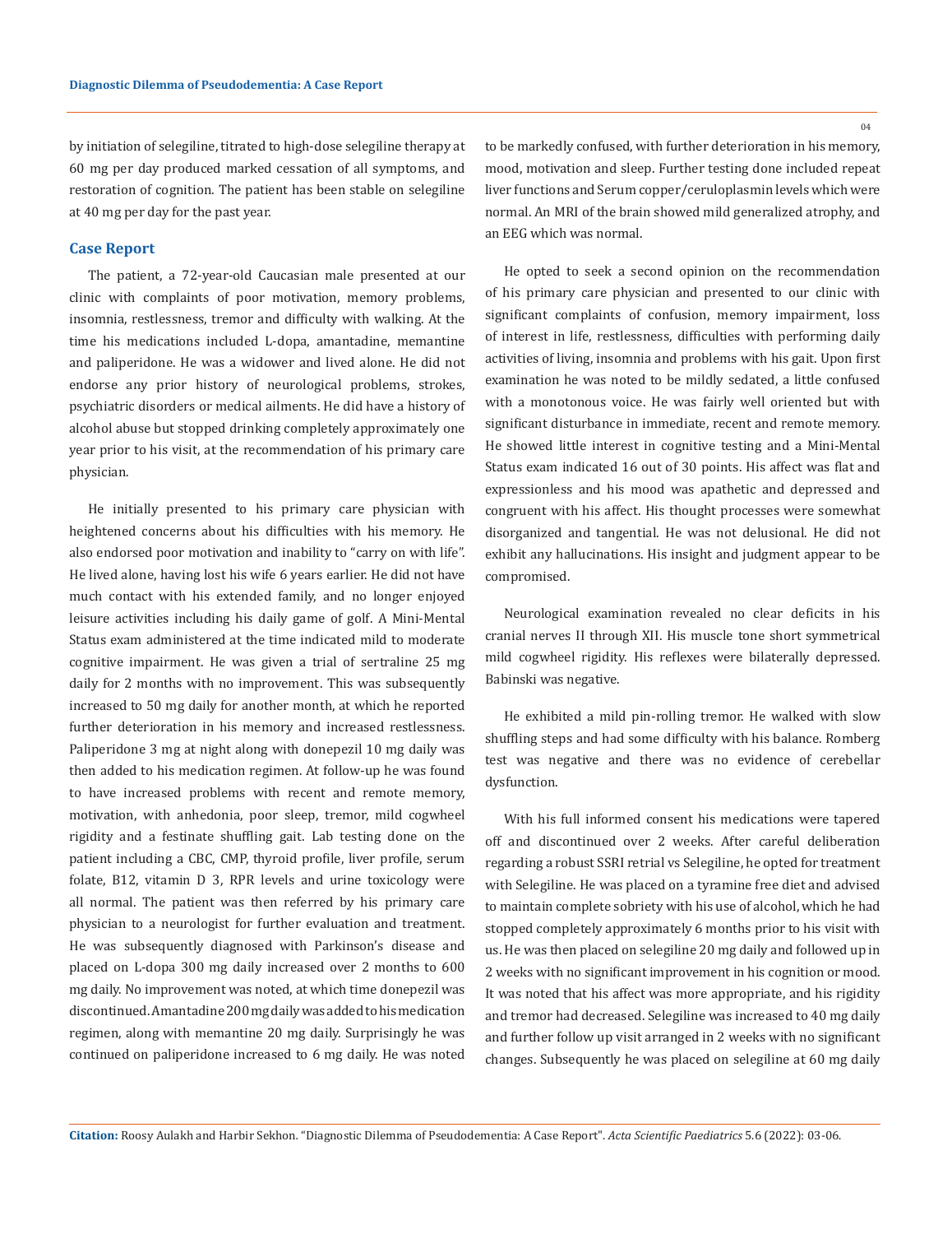by initiation of selegiline, titrated to high-dose selegiline therapy at 60 mg per day produced marked cessation of all symptoms, and restoration of cognition. The patient has been stable on selegiline at 40 mg per day for the past year.

## Case Report

The patient, a 72-year-old Caucasian male presented at our clinic with complaints of poor motivation, memory problems, insomnia, restlessness, tremor and difficulty with walking. At the time his medications included L-dopa, amantadine, memantine and paliperidone. He was a widower and lived alone. He did not endorse any prior history of neurological problems, strokes, psychiatric disorders or medical ailments. He did have a history of alcohol abuse but stopped drinking completely approximately one year prior to his visit, at the recommendation of his primary care physician.

He initially presented to his primary care physician with heightened concerns about his difficulties with his memory. He also endorsed poor motivation and inability to "carry on with life". He lived alone, having lost his wife 6 years earlier. He did not have much contact with his extended family, and no longer enjoyed leisure activities including his daily game of golf. A Mini-Mental Status exam administered at the time indicated mild to moderate cognitive impairment. He was given a trial of sertraline 25 mg daily for 2 months with no improvement. This was subsequently increased to 50 mg daily for another month, at which he reported further deterioration in his memory and increased restlessness. Paliperidone 3 mg at night along with donepezil 10 mg daily was then added to his medication regimen. At follow-up he was found to have increased problems with recent and remote memory, motivation, with anhedonia, poor sleep, tremor, mild cogwheel rigidity and a festinate shuffling gait. Lab testing done on the patient including a CBC, CMP, thyroid profile, liver profile, serum folate, B12, vitamin D 3, RPR levels and urine toxicology were all normal. The patient was then referred by his primary care physician to a neurologist for further evaluation and treatment. He was subsequently diagnosed with Parkinson's disease and placed on L-dopa 300 mg daily increased over 2 months to 600 mg daily. No improvement was noted, at which time donepezil was discontinued. Amantadine 200 mg daily was added to his medication regimen, along with memantine 20 mg daily. Surprisingly he was continued on paliperidone increased to 6 mg daily. He was noted to be markedly confused, with further deterioration in his memory, mood, motivation and sleep. Further testing done included repeat liver functions and Serum copper/ceruloplasmin levels which were normal. An MRI of the brain showed mild generalized atrophy, and an EEG which was normal.

He opted to seek a second opinion on the recommendation of his primary care physician and presented to our clinic with significant complaints of confusion, memory impairment, loss of interest in life, restlessness, difficulties with performing daily activities of living, insomnia and problems with his gait. Upon first examination he was noted to be mildly sedated, a little confused with a monotonous voice. He was fairly well oriented but with significant disturbance in immediate, recent and remote memory. He showed little interest in cognitive testing and a Mini-Mental Status exam indicated 16 out of 30 points. His affect was flat and expressionless and his mood was apathetic and depressed and congruent with his affect. His thought processes were somewhat disorganized and tangential. He was not delusional. He did not exhibit any hallucinations. His insight and judgment appear to be compromised.

Neurological examination revealed no clear deficits in his cranial nerves II through XII. His muscle tone short symmetrical mild cogwheel rigidity. His reflexes were bilaterally depressed. Babinski was negative.

He exhibited a mild pin-rolling tremor. He walked with slow shuffling steps and had some difficulty with his balance. Romberg test was negative and there was no evidence of cerebellar dysfunction.

With his full informed consent his medications were tapered off and discontinued over 2 weeks. After careful deliberation regarding a robust SSRI retrial vs Selegiline, he opted for treatment with Selegiline. He was placed on a tyramine free diet and advised to maintain complete sobriety with his use of alcohol, which he had stopped completely approximately 6 months prior to his visit with us. He was then placed on selegiline 20 mg daily and followed up in 2 weeks with no significant improvement in his cognition or mood. It was noted that his affect was more appropriate, and his rigidity and tremor had decreased. Selegiline was increased to 40 mg daily and further follow up visit arranged in 2 weeks with no significant changes. Subsequently he was placed on selegiline at 60 mg daily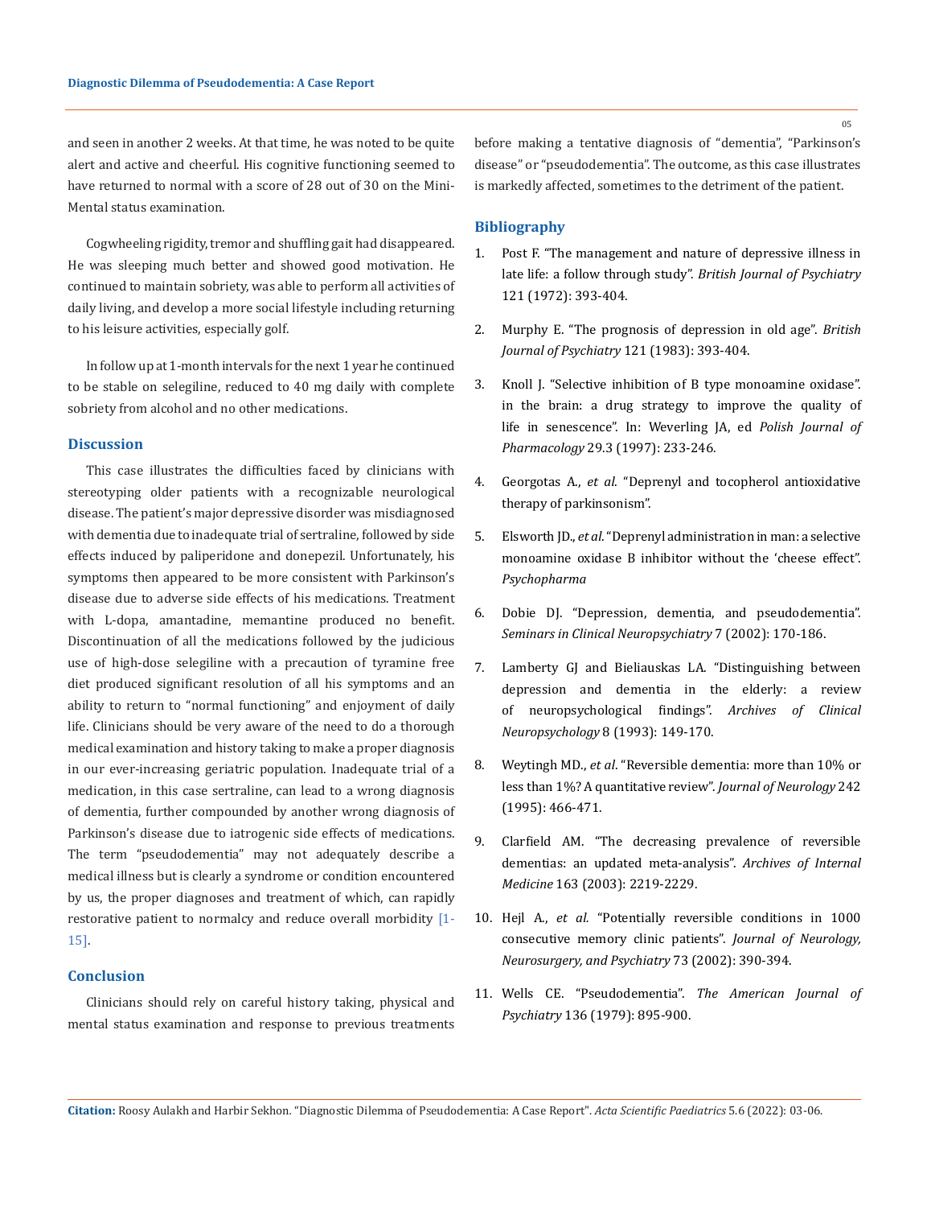and seen in another 2 weeks. At that time, he was noted to be quite alert and active and cheerful. His cognitive functioning seemed to have returned to normal with a score of 28 out of 30 on the Mini-Mental status examination.

Cogwheeling rigidity, tremor and shuffling gait had disappeared. He was sleeping much better and showed good motivation. He continued to maintain sobriety, was able to perform all activities of daily living, and develop a more social lifestyle including returning to his leisure activities, especially golf.

In follow up at 1-month intervals for the next 1 year he continued to be stable on selegiline, reduced to 40 mg daily with complete sobriety from alcohol and no other medications.

## Discussion

This case illustrates the difficulties faced by clinicians with stereotyping older patients with a recognizable neurological disease. The patient's major depressive disorder was misdiagnosed with dementia due to inadequate trial of sertraline, followed by side effects induced by paliperidone and donepezil. Unfortunately, his symptoms then appeared to be more consistent with Parkinson's disease due to adverse side effects of his medications. Treatment with L-dopa, amantadine, memantine produced no benefit. Discontinuation of all the medications followed by the judicious use of high-dose selegiline with a precaution of tyramine free diet produced significant resolution of all his symptoms and an ability to return to "normal functioning" and enjoyment of daily life. Clinicians should be very aware of the need to do a thorough medical examination and history taking to make a proper diagnosis in our ever-increasing geriatric population. Inadequate trial of a medication, in this case sertraline, can lead to a wrong diagnosis of dementia, further compounded by another wrong diagnosis of Parkinson's disease due to iatrogenic side effects of medications. The term "pseudodementia" may not adequately describe a medical illness but is clearly a syndrome or condition encountered by us, the proper diagnoses and treatment of which, can rapidly restorative patient to normalcy and reduce overall morbidity [1-15].

## Conclusion

Clinicians should rely on careful history taking, physical and mental status examination and response to previous treatments before making a tentative diagnosis of "dementia", "Parkinson's disease" or "pseudodementia". The outcome, as this case illustrates is markedly affected, sometimes to the detriment of the patient.

## Bibliography

1. Post F. "The management and nature of depressive illness in late life: a follow through study". *British Journal of Psychiatry* 121 (1972): 393-404.
2. Murphy E. "The prognosis of depression in old age". *British Journal of Psychiatry* 121 (1983): 393-404.
3. Knoll J. "Selective inhibition of B type monoamine oxidase". in the brain: a drug strategy to improve the quality of life in senescence". In: Weverling JA, ed *Polish Journal of Pharmacology* 29.3 (1997): 233-246.
4. Georgotas A., *et al*. "Deprenyl and tocopherol antioxidative therapy of parkinsonism".
5. Elsworth JD., *et al*. "Deprenyl administration in man: a selective monoamine oxidase B inhibitor without the 'cheese effect". *Psychopharma*
6. Dobie DJ. "Depression, dementia, and pseudodementia". *Seminars in Clinical Neuropsychiatry* 7 (2002): 170-186.
7. Lamberty GJ and Bieliauskas LA. "Distinguishing between depression and dementia in the elderly: a review of neuropsychological findings". *Archives of Clinical Neuropsychology* 8 (1993): 149-170.
8. Weytingh MD., *et al*. "Reversible dementia: more than 10% or less than 1%? A quantitative review". *Journal of Neurology* 242 (1995): 466-471.
9. Clarfield AM. "The decreasing prevalence of reversible dementias: an updated meta-analysis". *Archives of Internal Medicine* 163 (2003): 2219-2229.
10. Hejl A., *et al.* "Potentially reversible conditions in 1000 consecutive memory clinic patients". *Journal of Neurology, Neurosurgery, and Psychiatry* 73 (2002): 390-394.
11. Wells CE. "Pseudodementia". *The American Journal of Psychiatry* 136 (1979): 895-900.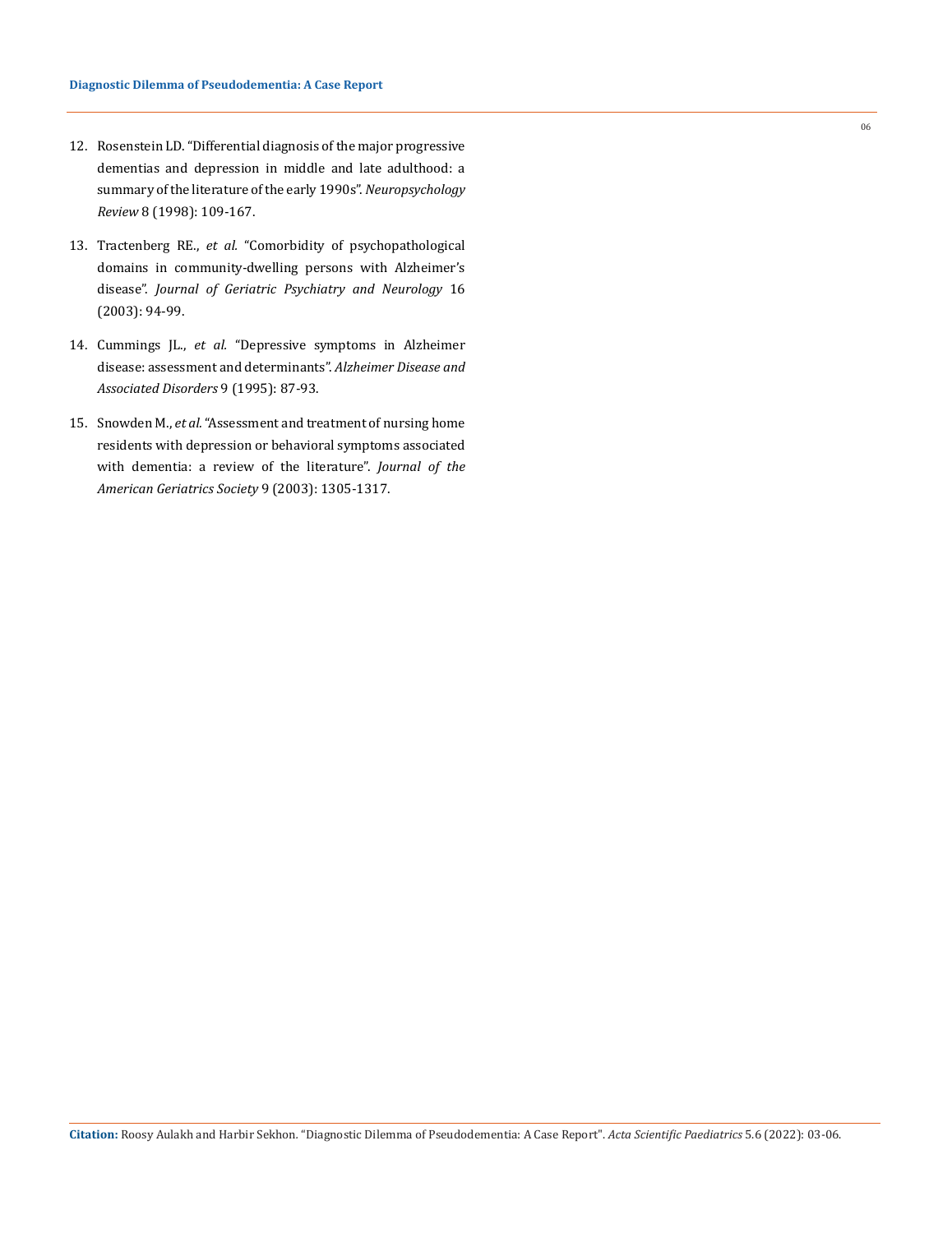12. Rosenstein LD. "Differential diagnosis of the major progressive dementias and depression in middle and late adulthood: a summary of the literature of the early 1990s". *Neuropsychology Review* 8 (1998): 109-167.

13. Tractenberg RE., *et al.* "Comorbidity of psychopathological domains in community-dwelling persons with Alzheimer's disease". *Journal of Geriatric Psychiatry and Neurology* 16 (2003): 94-99.

14. Cummings JL., *et al.* "Depressive symptoms in Alzheimer disease: assessment and determinants". *Alzheimer Disease and Associated Disorders* 9 (1995): 87-93.

15. Snowden M., *et al.* "Assessment and treatment of nursing home residents with depression or behavioral symptoms associated with dementia: a review of the literature". *Journal of the American Geriatrics Society* 9 (2003): 1305-1317.